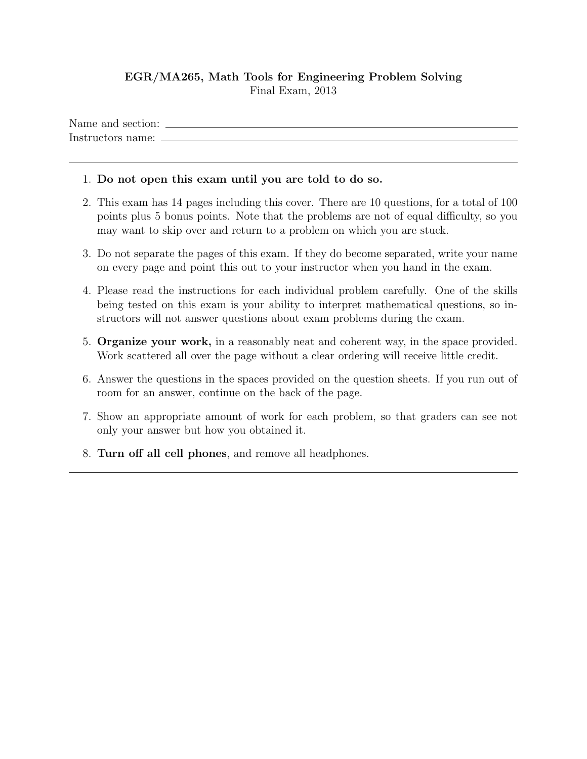**EGR/MA265, Math Tools for Engineering Problem Solving**

Final Exam, 2013

Name and section: ______________________________

Instructors name: ______________________________

---

1. **Do not open this exam until you are told to do so.**
2. This exam has 14 pages including this cover. There are 10 questions, for a total of 100 points plus 5 bonus points. Note that the problems are not of equal difficulty, so you may want to skip over and return to a problem on which you are stuck.
3. Do not separate the pages of this exam. If they do become separated, write your name on every page and point this out to your instructor when you hand in the exam.
4. Please read the instructions for each individual problem carefully. One of the skills being tested on this exam is your ability to interpret mathematical questions, so instructors will not answer questions about exam problems during the exam.
5. **Organize your work,** in a reasonably neat and coherent way, in the space provided. Work scattered all over the page without a clear ordering will receive little credit.
6. Answer the questions in the spaces provided on the question sheets. If you run out of room for an answer, continue on the back of the page.
7. Show an appropriate amount of work for each problem, so that graders can see not only your answer but how you obtained it.
8. **Turn off all cell phones**, and remove all headphones.

---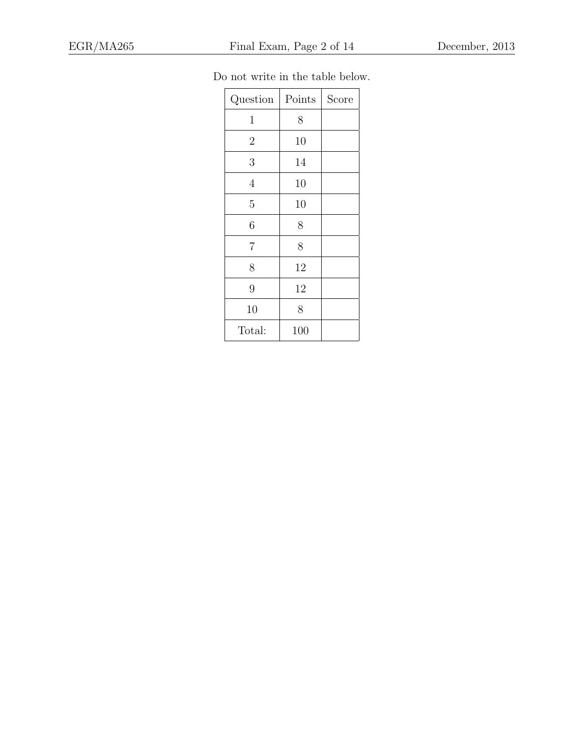Do not write in the table below.

| Question | Points | Score |
|---|---|---|
| 1 | 8 | |
| 2 | 10 | |
| 3 | 14 | |
| 4 | 10 | |
| 5 | 10 | |
| 6 | 8 | |
| 7 | 8 | |
| 8 | 12 | |
| 9 | 12 | |
| 10 | 8 | |
| Total: | 100 | |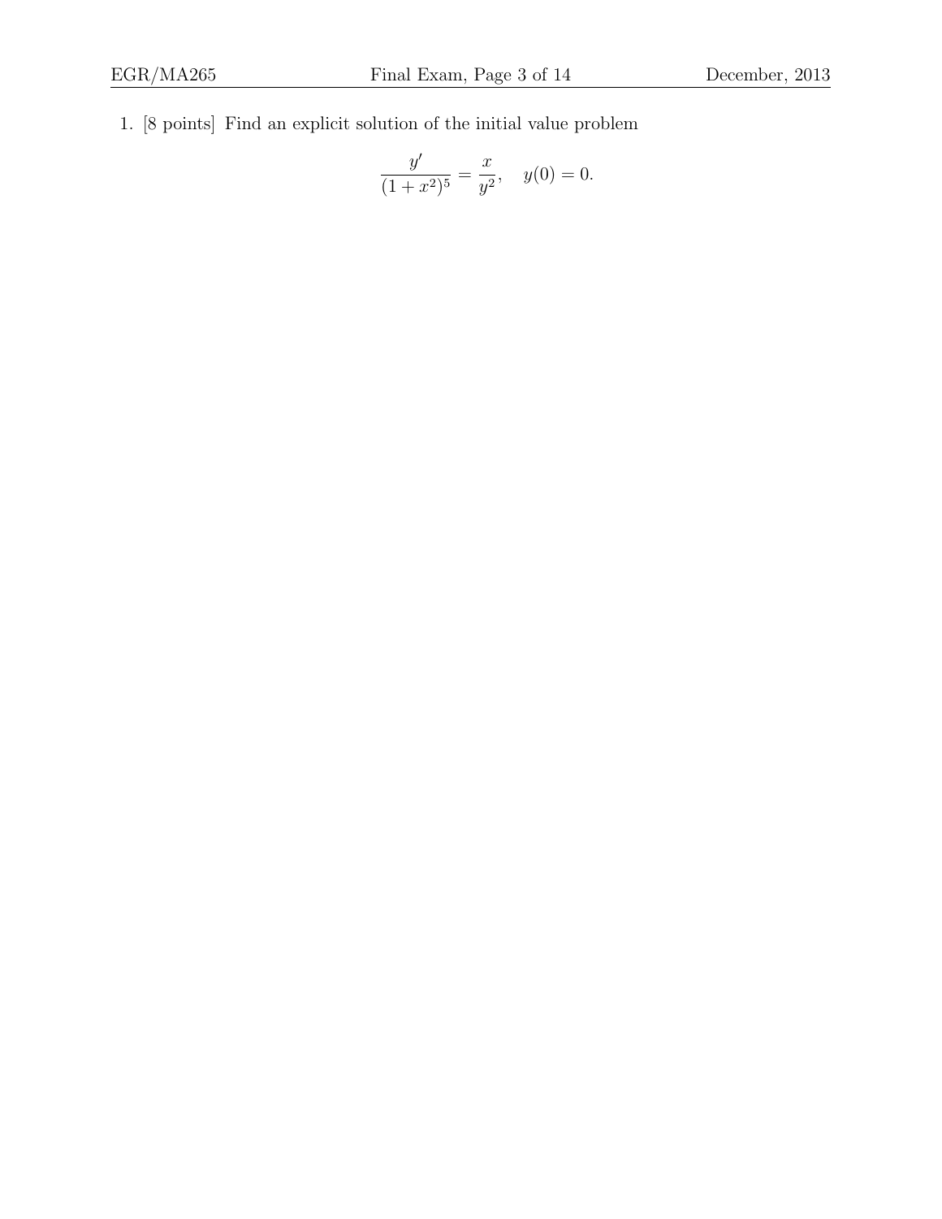1. [8 points] Find an explicit solution of the initial value problem

$$\frac{y'}{(1+x^2)^5} = \frac{x}{y^2}, \quad y(0) = 0.$$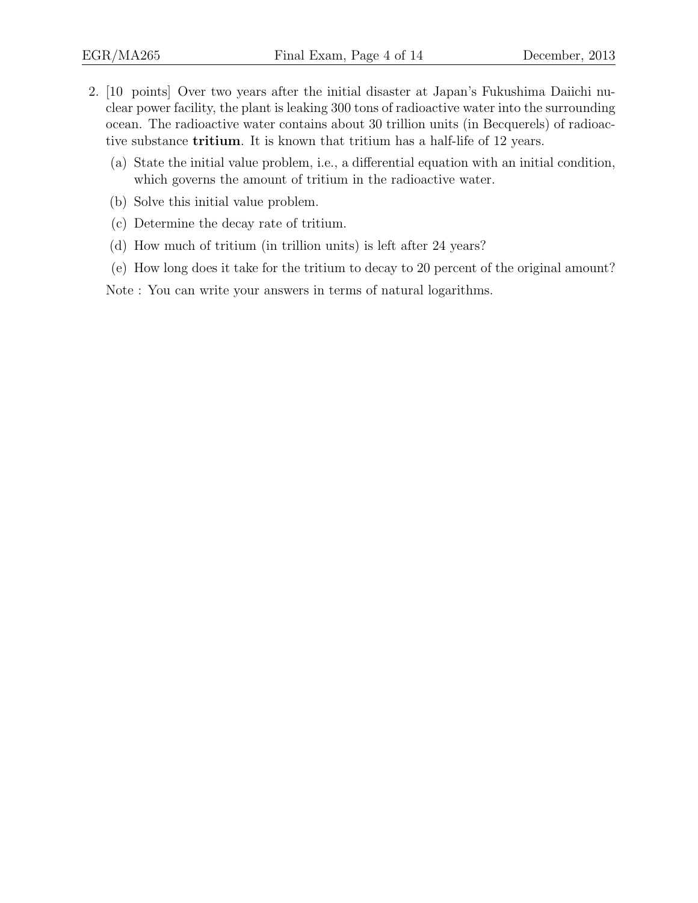2. [10 points] Over two years after the initial disaster at Japan's Fukushima Daiichi nuclear power facility, the plant is leaking 300 tons of radioactive water into the surrounding ocean. The radioactive water contains about 30 trillion units (in Becquerels) of radioactive substance **tritium**. It is known that tritium has a half-life of 12 years.

   (a) State the initial value problem, i.e., a differential equation with an initial condition, which governs the amount of tritium in the radioactive water.

   (b) Solve this initial value problem.

   (c) Determine the decay rate of tritium.

   (d) How much of tritium (in trillion units) is left after 24 years?

   (e) How long does it take for the tritium to decay to 20 percent of the original amount?

   Note : You can write your answers in terms of natural logarithms.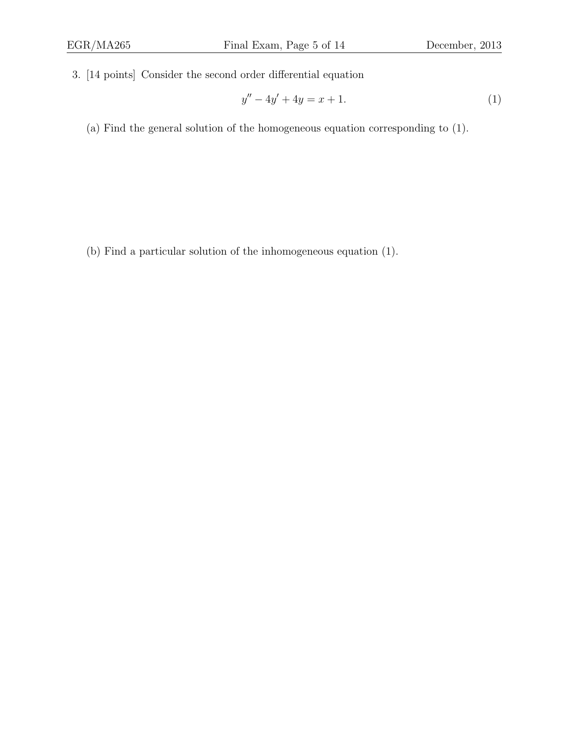3. [14 points] Consider the second order differential equation

$$y'' - 4y' + 4y = x + 1. \tag{1}$$

(a) Find the general solution of the homogeneous equation corresponding to (1).

(b) Find a particular solution of the inhomogeneous equation (1).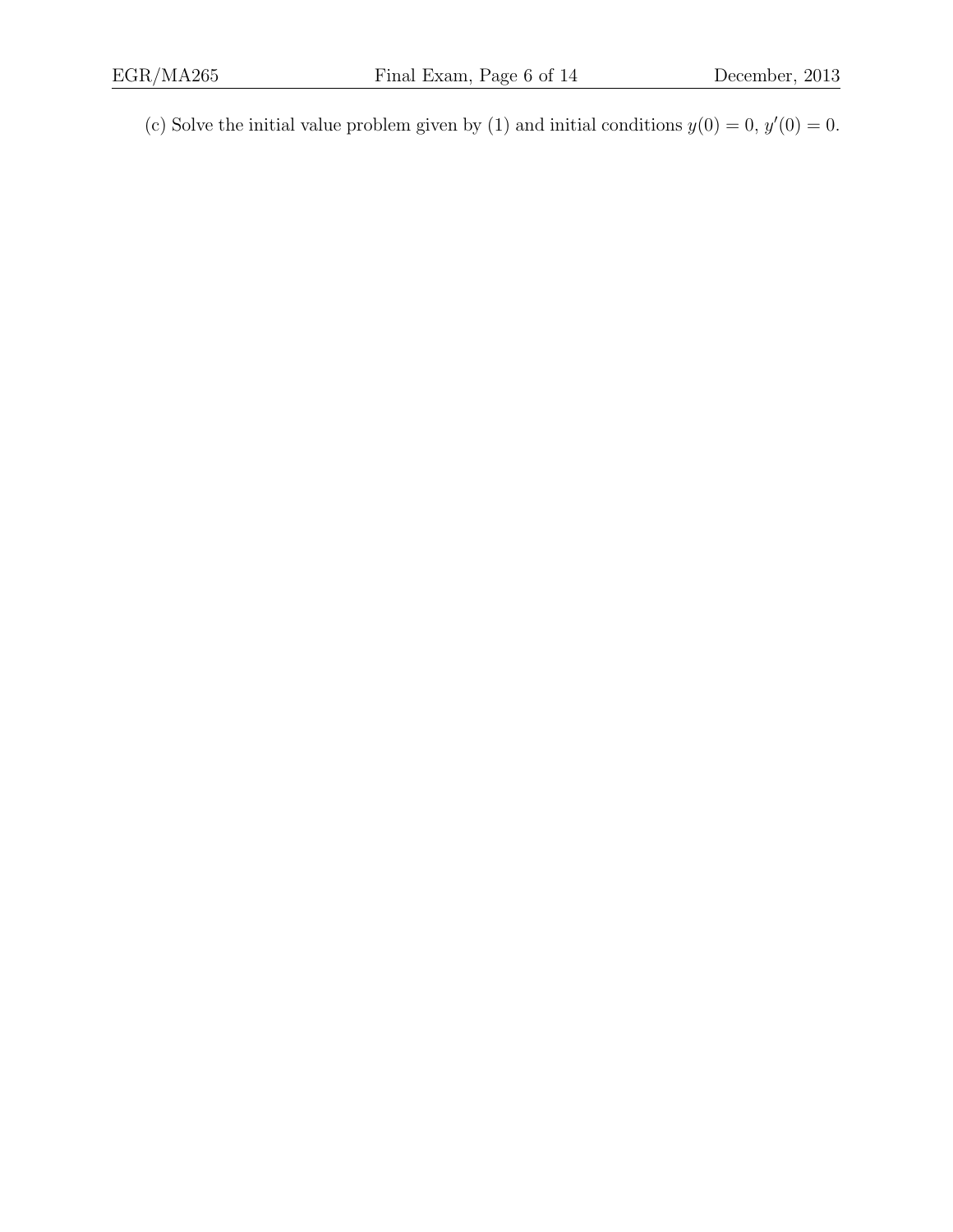(c) Solve the initial value problem given by (1) and initial conditions $y(0) = 0$, $y'(0) = 0$.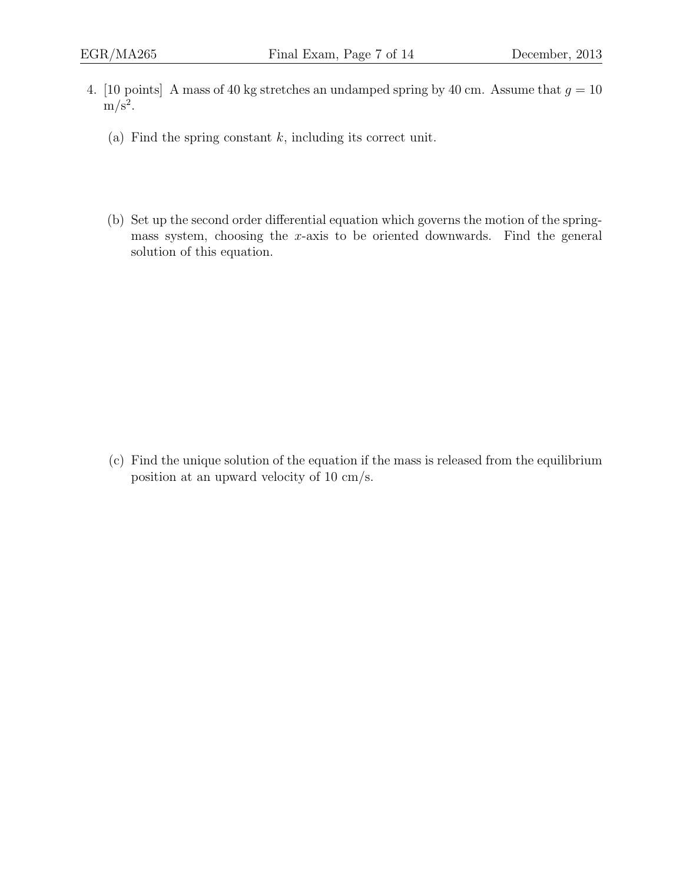4. [10 points] A mass of 40 kg stretches an undamped spring by 40 cm. Assume that $g = 10$ m/s$^2$.

   (a) Find the spring constant $k$, including its correct unit.

   (b) Set up the second order differential equation which governs the motion of the spring-mass system, choosing the $x$-axis to be oriented downwards. Find the general solution of this equation.

   (c) Find the unique solution of the equation if the mass is released from the equilibrium position at an upward velocity of 10 cm/s.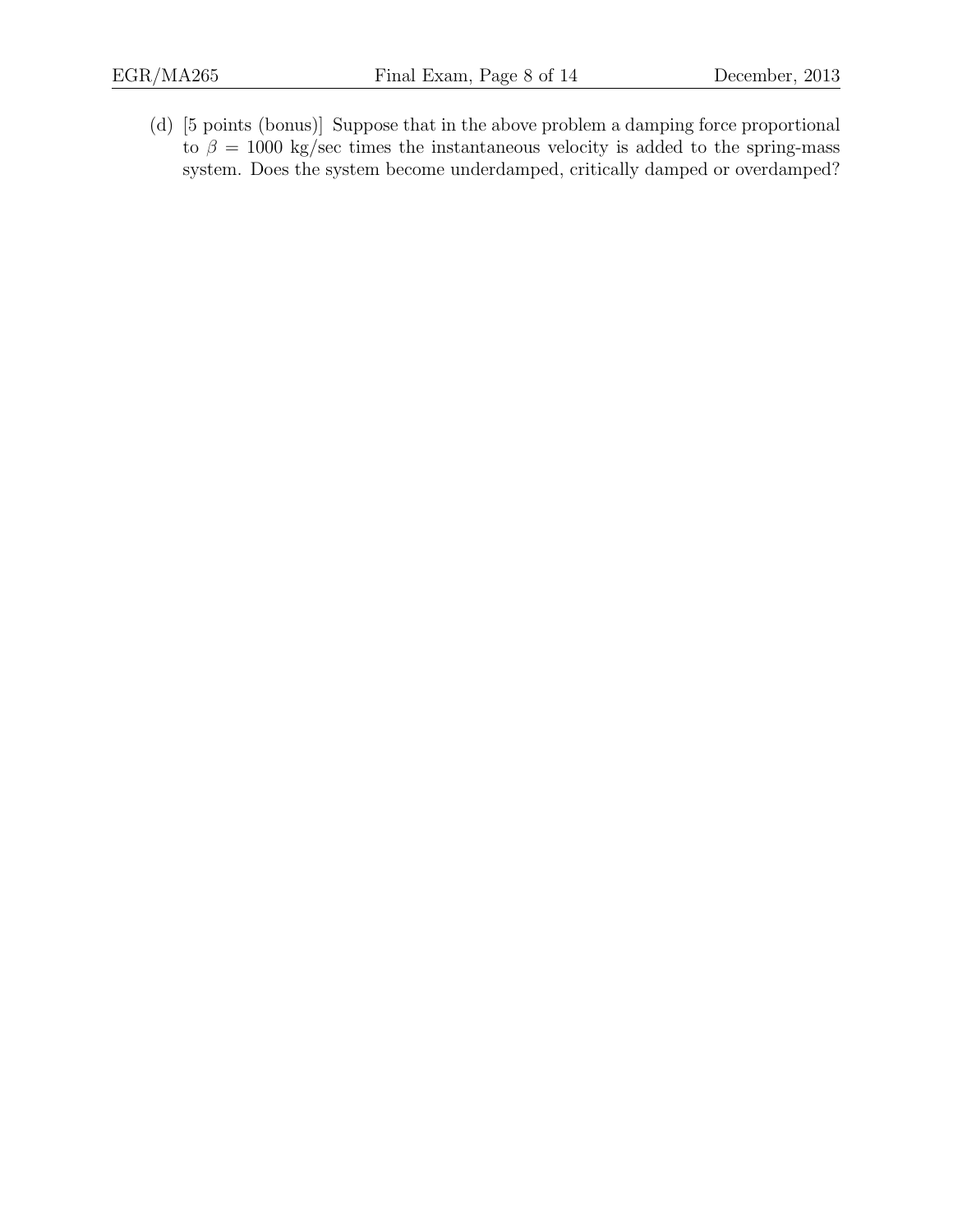(d) [5 points (bonus)] Suppose that in the above problem a damping force proportional to $\beta = 1000$ kg/sec times the instantaneous velocity is added to the spring-mass system. Does the system become underdamped, critically damped or overdamped?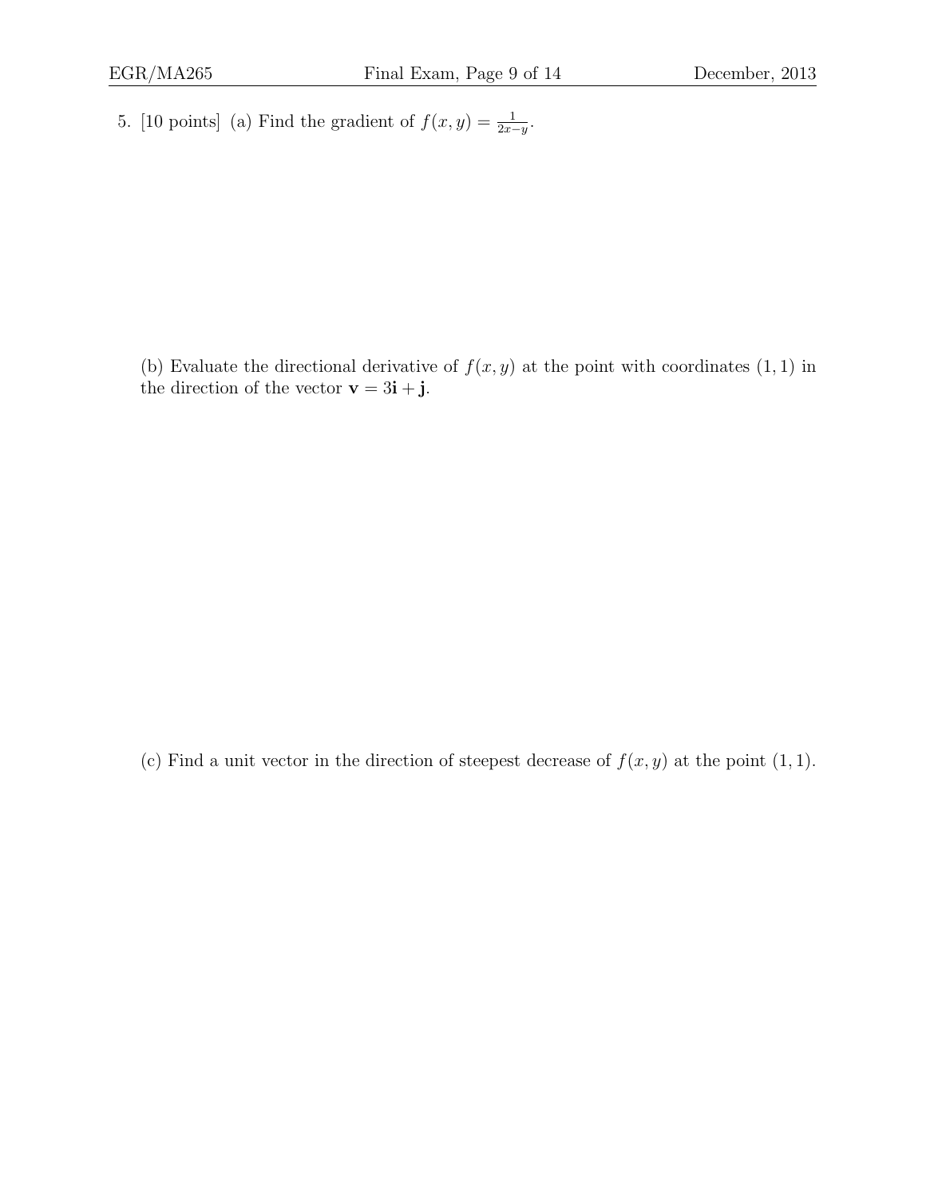5. [10 points] (a) Find the gradient of $f(x, y) = \frac{1}{2x-y}$.

(b) Evaluate the directional derivative of $f(x, y)$ at the point with coordinates $(1, 1)$ in the direction of the vector $\mathbf{v} = 3\mathbf{i} + \mathbf{j}$.

(c) Find a unit vector in the direction of steepest decrease of $f(x, y)$ at the point $(1, 1)$.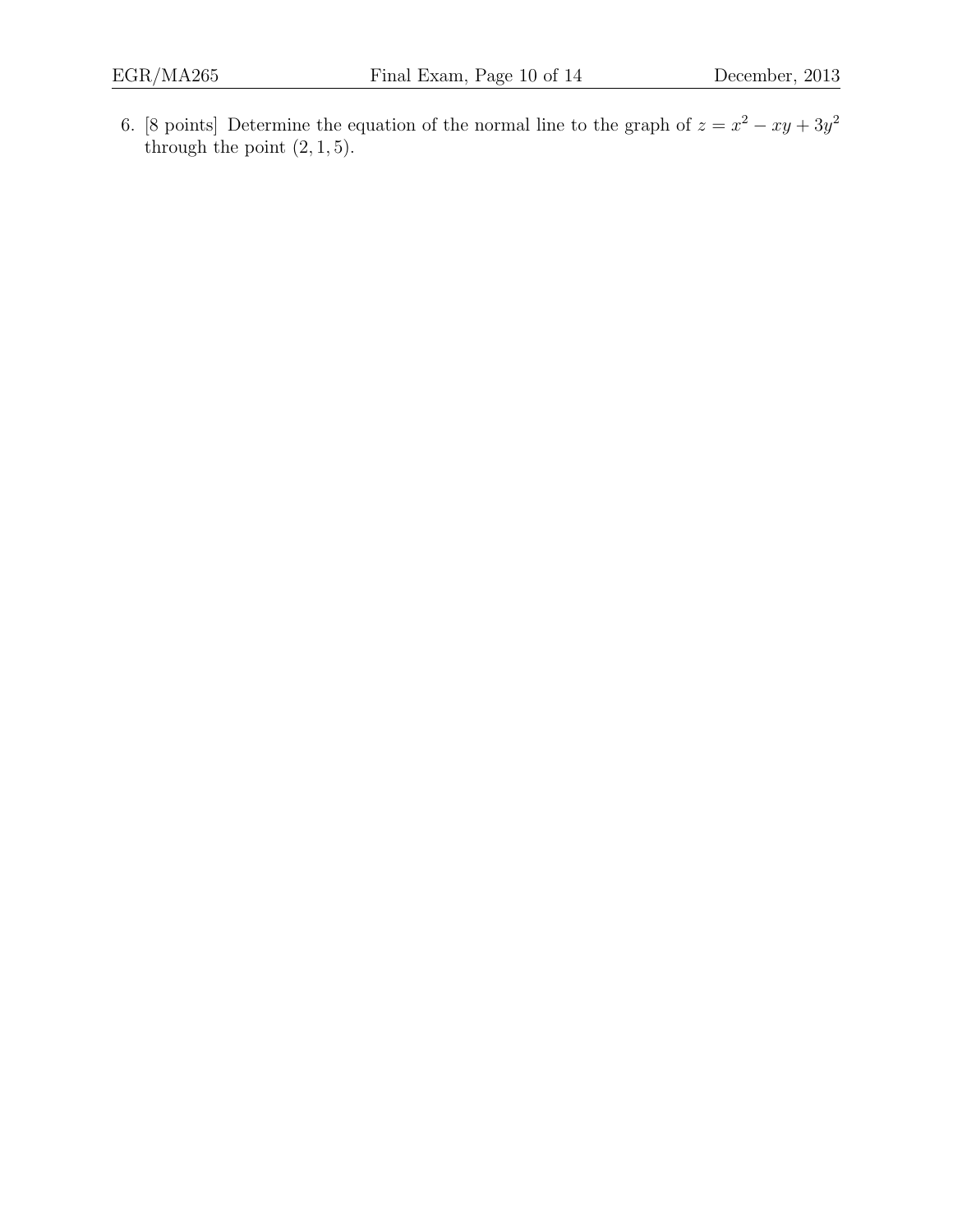6. [8 points] Determine the equation of the normal line to the graph of $z = x^2 - xy + 3y^2$ through the point $(2, 1, 5)$.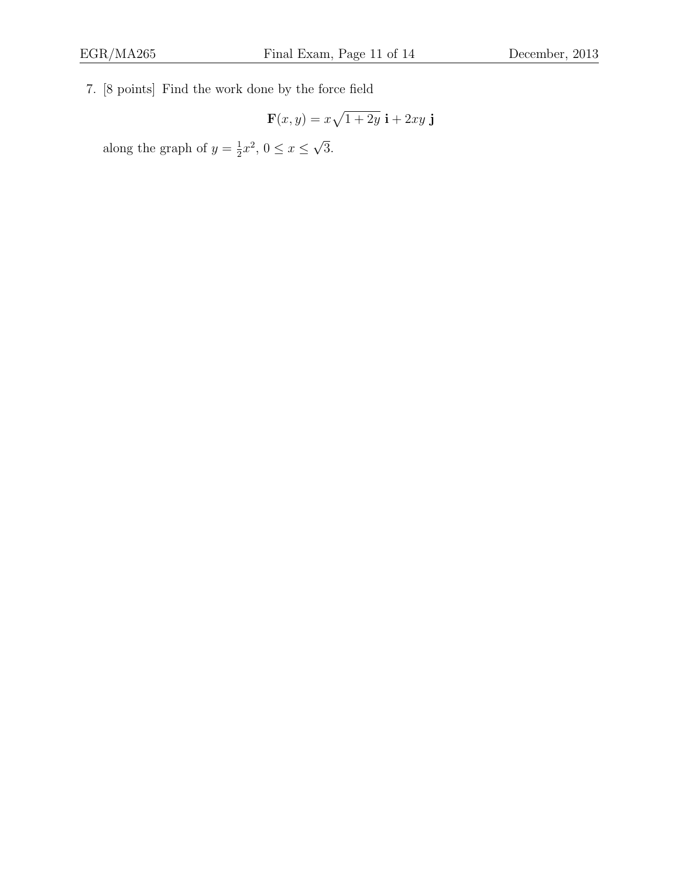7. [8 points] Find the work done by the force field

$$\mathbf{F}(x, y) = x\sqrt{1 + 2y}\ \mathbf{i} + 2xy\ \mathbf{j}$$

along the graph of $y = \frac{1}{2}x^2$, $0 \leq x \leq \sqrt{3}$.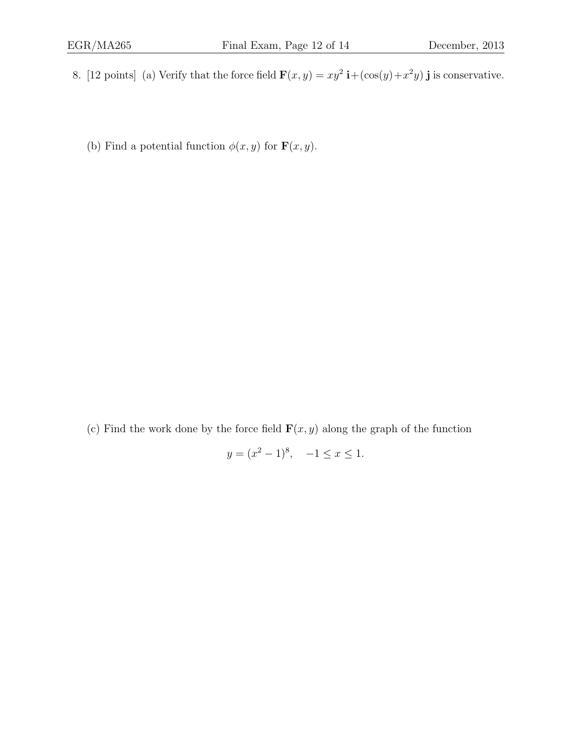8. [12 points] (a) Verify that the force field $\mathbf{F}(x, y) = xy^2\,\mathbf{i} + (\cos(y) + x^2 y)\,\mathbf{j}$ is conservative.

(b) Find a potential function $\phi(x, y)$ for $\mathbf{F}(x, y)$.

(c) Find the work done by the force field $\mathbf{F}(x, y)$ along the graph of the function

$$y = (x^2 - 1)^8, \quad -1 \leq x \leq 1.$$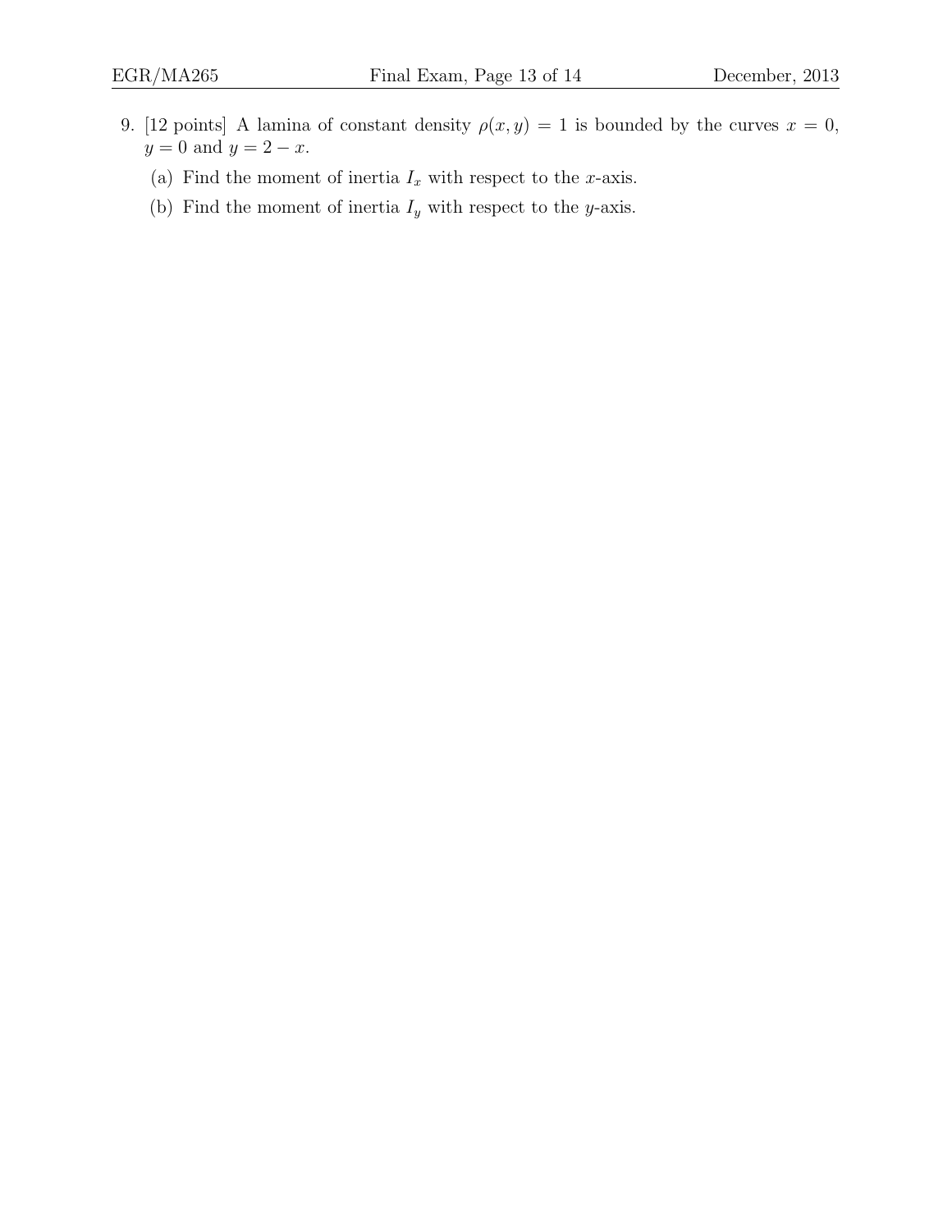9. [12 points] A lamina of constant density $\rho(x, y) = 1$ is bounded by the curves $x = 0$, $y = 0$ and $y = 2 - x$.

   (a) Find the moment of inertia $I_x$ with respect to the $x$-axis.

   (b) Find the moment of inertia $I_y$ with respect to the $y$-axis.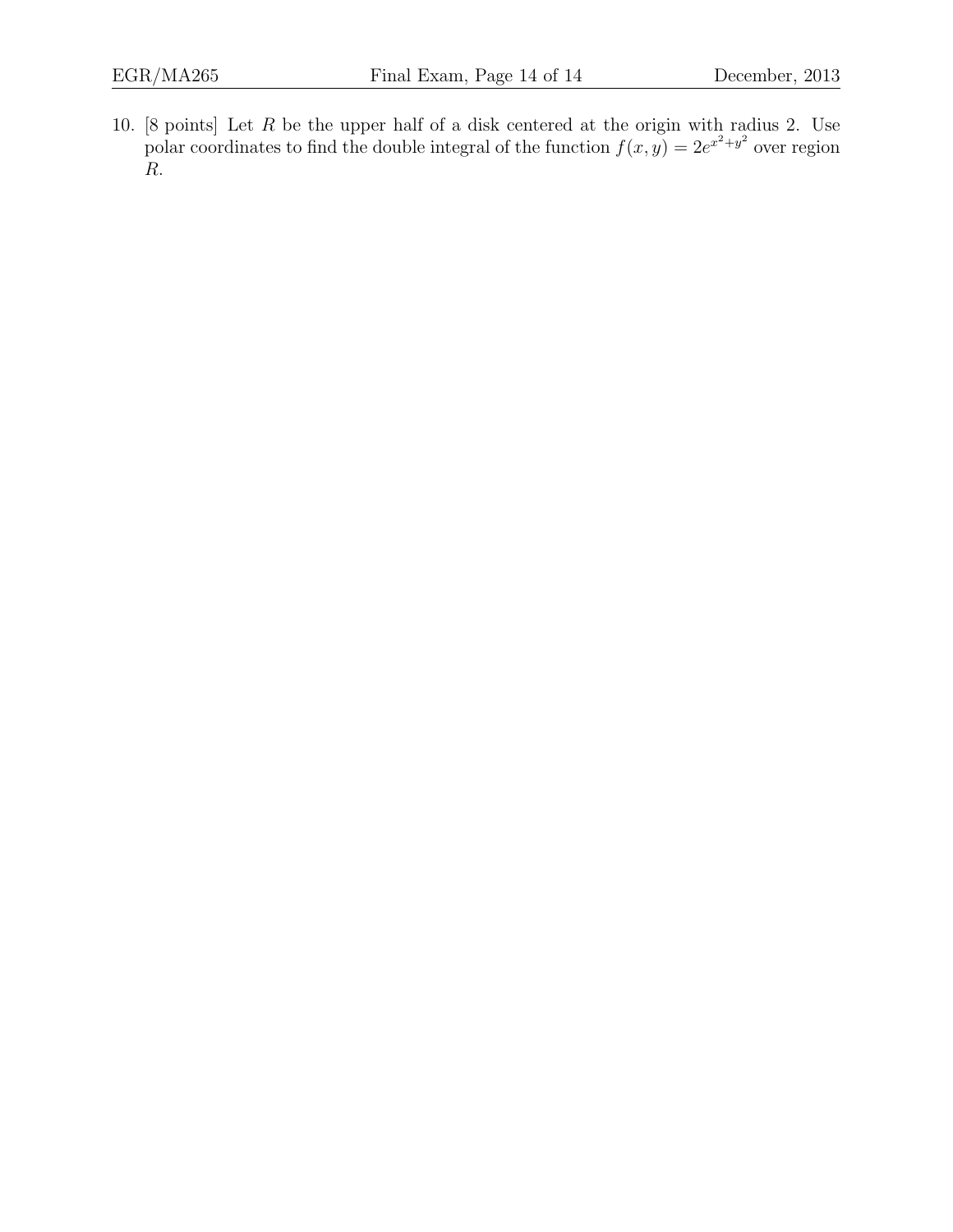10. [8 points] Let $R$ be the upper half of a disk centered at the origin with radius 2. Use polar coordinates to find the double integral of the function $f(x, y) = 2e^{x^2+y^2}$ over region $R$.